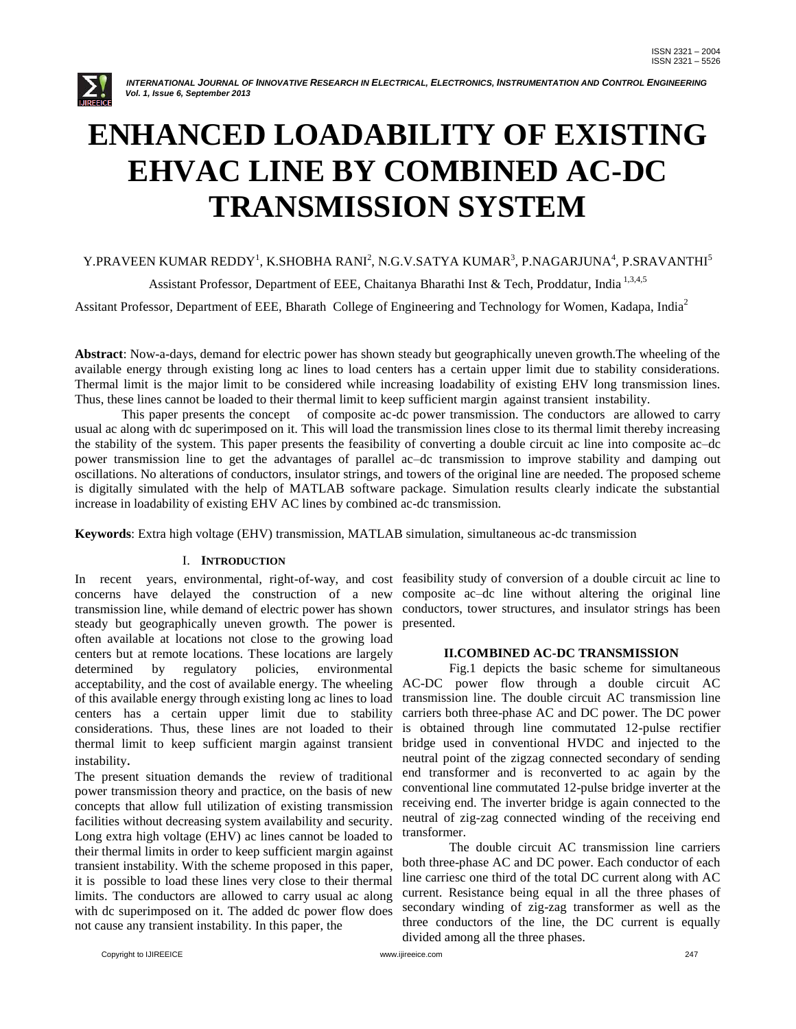# ENHANCED LOADABILITY OF EXISTING EHVAC LINE BY COMBINED AC-DC TRANSMISSION SYSTEM

Y.PRAVEEN KUMAR REDDY[1], K.SHOBHA RANI[2], N.G.V.SATYA KUMAR[3], P.NAGARJUNA[4], P.SRAVANTHI[5]

Assistant Professor, Department of EEE, Chaitanya Bharathi Inst & Tech, Proddatur, India [1,3,4,5]

Assitant Professor, Department of EEE, Bharath College of Engineering and Technology for Women, Kadapa, India[2]

**Abstract**: Now-a-days, demand for electric power has shown steady but geographically uneven growth.The wheeling of the available energy through existing long ac lines to load centers has a certain upper limit due to stability considerations. Thermal limit is the major limit to be considered while increasing loadability of existing EHV long transmission lines. Thus, these lines cannot be loaded to their thermal limit to keep sufficient margin against transient instability.

This paper presents the concept of composite ac-dc power transmission. The conductors are allowed to carry usual ac along with dc superimposed on it. This will load the transmission lines close to its thermal limit thereby increasing the stability of the system. This paper presents the feasibility of converting a double circuit ac line into composite ac–dc power transmission line to get the advantages of parallel ac–dc transmission to improve stability and damping out oscillations. No alterations of conductors, insulator strings, and towers of the original line are needed. The proposed scheme is digitally simulated with the help of MATLAB software package. Simulation results clearly indicate the substantial increase in loadability of existing EHV AC lines by combined ac-dc transmission.

**Keywords**: Extra high voltage (EHV) transmission, MATLAB simulation, simultaneous ac-dc transmission

## I. INTRODUCTION

In recent years, environmental, right-of-way, and cost concerns have delayed the construction of a new transmission line, while demand of electric power has shown steady but geographically uneven growth. The power is often available at locations not close to the growing load centers but at remote locations. These locations are largely determined by regulatory policies, environmental acceptability, and the cost of available energy. The wheeling of this available energy through existing long ac lines to load centers has a certain upper limit due to stability considerations. Thus, these lines are not loaded to their thermal limit to keep sufficient margin against transient instability.

The present situation demands the review of traditional power transmission theory and practice, on the basis of new concepts that allow full utilization of existing transmission facilities without decreasing system availability and security. Long extra high voltage (EHV) ac lines cannot be loaded to their thermal limits in order to keep sufficient margin against transient instability. With the scheme proposed in this paper, it is possible to load these lines very close to their thermal limits. The conductors are allowed to carry usual ac along with dc superimposed on it. The added dc power flow does not cause any transient instability. In this paper, the feasibility study of conversion of a double circuit ac line to composite ac–dc line without altering the original line conductors, tower structures, and insulator strings has been presented.

## II.COMBINED AC-DC TRANSMISSION

Fig.1 depicts the basic scheme for simultaneous AC-DC power flow through a double circuit AC transmission line. The double circuit AC transmission line carriers both three-phase AC and DC power. The DC power is obtained through line commutated 12-pulse rectifier bridge used in conventional HVDC and injected to the neutral point of the zigzag connected secondary of sending end transformer and is reconverted to ac again by the conventional line commutated 12-pulse bridge inverter at the receiving end. The inverter bridge is again connected to the neutral of zig-zag connected winding of the receiving end transformer.

The double circuit AC transmission line carriers both three-phase AC and DC power. Each conductor of each line carriesc one third of the total DC current along with AC current. Resistance being equal in all the three phases of secondary winding of zig-zag transformer as well as the three conductors of the line, the DC current is equally divided among all the three phases.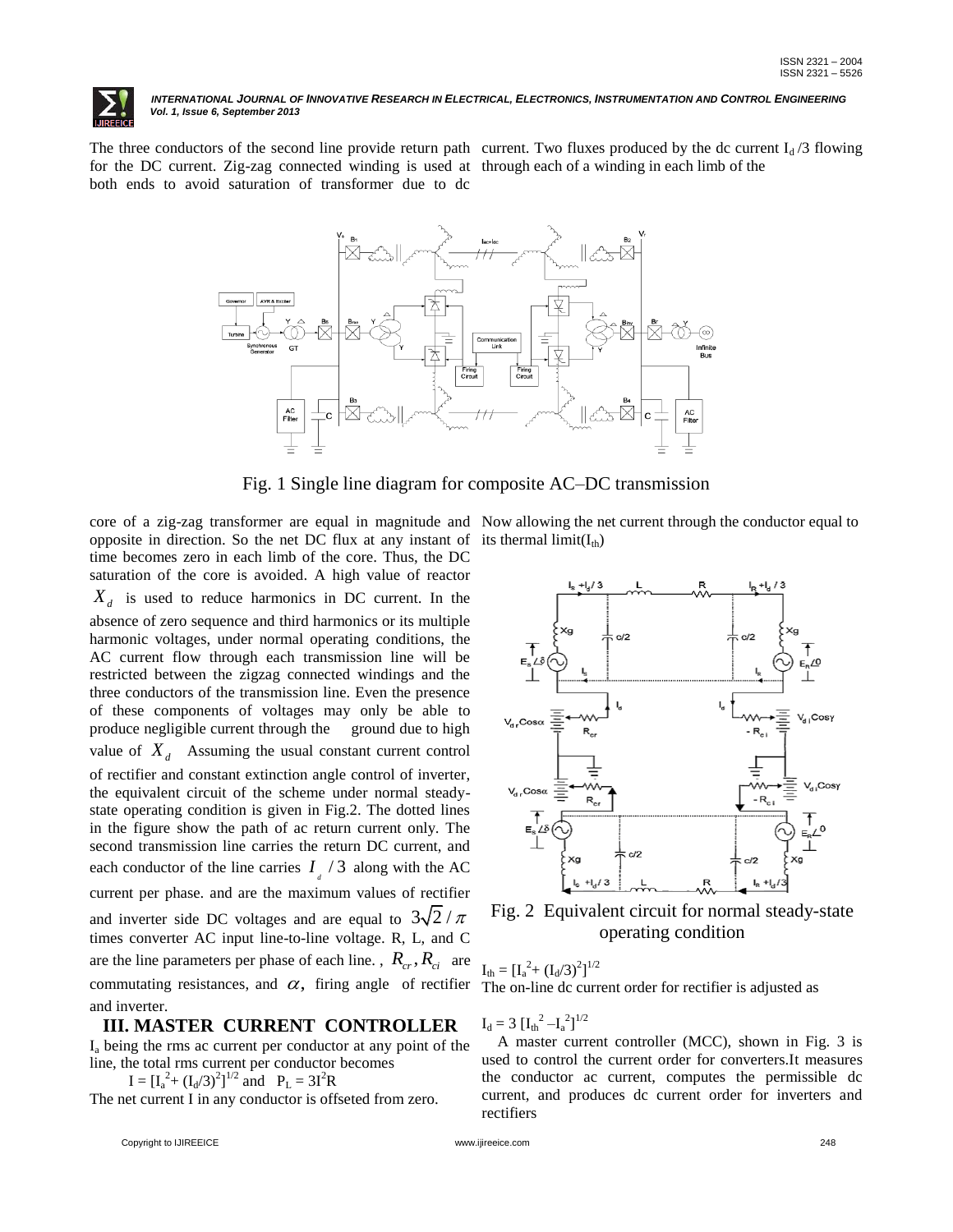The three conductors of the second line provide return path for the DC current. Zig-zag connected winding is used at both ends to avoid saturation of transformer due to dc current. Two fluxes produced by the dc current $I_d/3$ flowing through each of a winding in each limb of the

Fig. 1 Single line diagram for composite AC–DC transmission

core of a zig-zag transformer are equal in magnitude and opposite in direction. So the net DC flux at any instant of time becomes zero in each limb of the core. Thus, the DC saturation of the core is avoided. A high value of reactor $X_d$ is used to reduce harmonics in DC current. In the absence of zero sequence and third harmonics or its multiple harmonic voltages, under normal operating conditions, the AC current flow through each transmission line will be restricted between the zigzag connected windings and the three conductors of the transmission line. Even the presence of these components of voltages may only be able to produce negligible current through the ground due to high value of $X_d$ Assuming the usual constant current control of rectifier and constant extinction angle control of inverter, the equivalent circuit of the scheme under normal steady-state operating condition is given in Fig.2. The dotted lines in the figure show the path of ac return current only. The second transmission line carries the return DC current, and each conductor of the line carries $I_d/3$ along with the AC current per phase. and are the maximum values of rectifier and inverter side DC voltages and are equal to $3\sqrt{2}/\pi$ times converter AC input line-to-line voltage. R, L, and C are the line parameters per phase of each line. , $R_{cr}, R_{ci}$ are commutating resistances, and $\alpha$, firing angle of rectifier and inverter.

## III. MASTER CURRENT CONTROLLER

$I_a$ being the rms ac current per conductor at any point of the line, the total rms current per conductor becomes

$$I = [I_a^2 + (I_d/3)^2]^{1/2} \text{ and } P_L = 3I^2R$$

The net current I in any conductor is offseted from zero.

Now allowing the net current through the conductor equal to its thermal limit($I_{th}$)

Fig. 2 Equivalent circuit for normal steady-state operating condition

$$I_{th} = [I_a^2 + (I_d/3)^2]^{1/2}$$

The on-line dc current order for rectifier is adjusted as

$$I_d = 3\,[I_{th}^2 - I_a^2]^{1/2}$$

A master current controller (MCC), shown in Fig. 3 is used to control the current order for converters.It measures the conductor ac current, computes the permissible dc current, and produces dc current order for inverters and rectifiers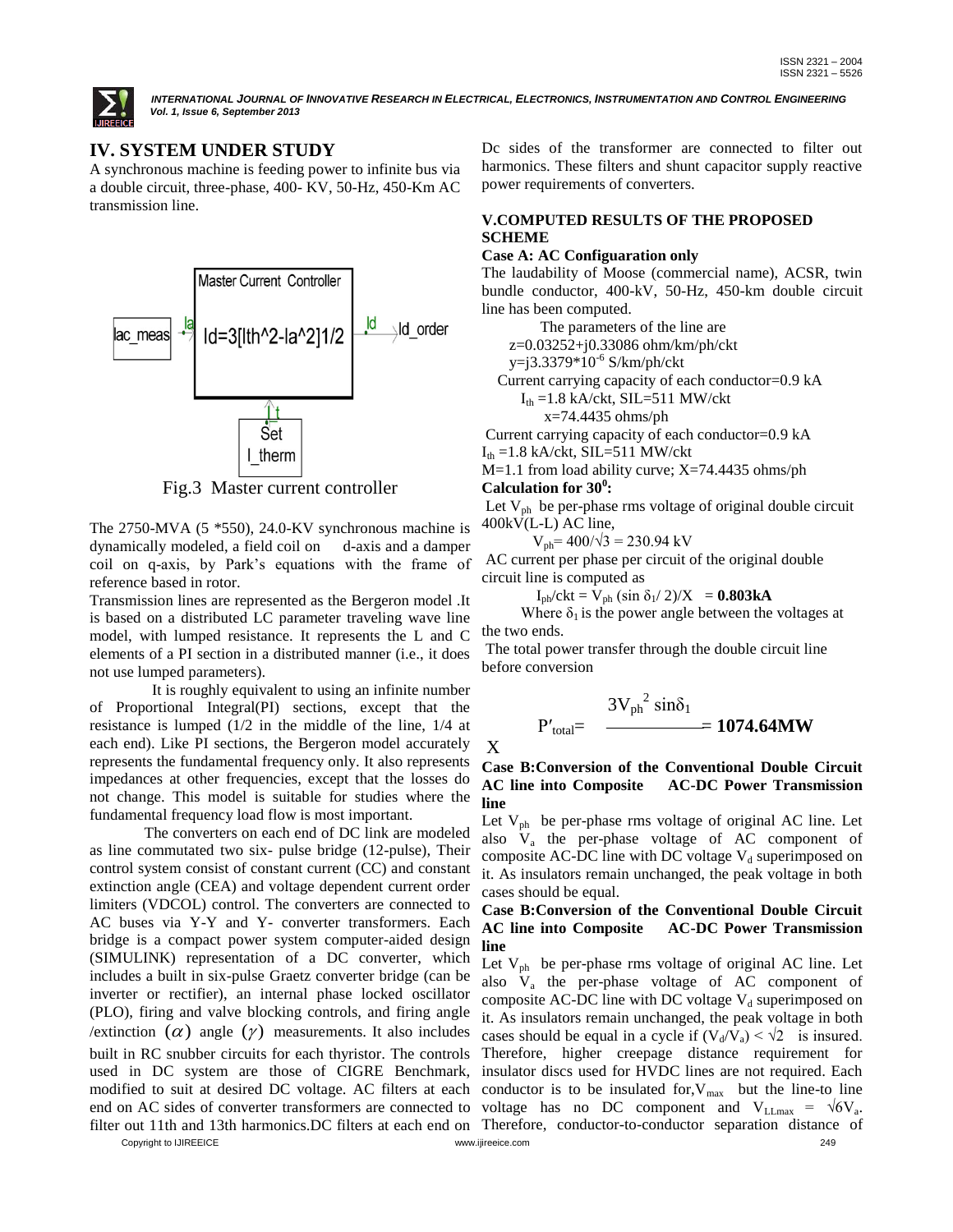## IV. SYSTEM UNDER STUDY

A synchronous machine is feeding power to infinite bus via a double circuit, three-phase, 400- KV, 50-Hz, 450-Km AC transmission line.

Master Current Controller

Iac_meas → Ia → $Id=3[Ith^2-Ia^2]1/2$ → Id → Id_order

I_t ← Set I_therm

Fig.3 Master current controller

The 2750-MVA (5 *550), 24.0-KV synchronous machine is dynamically modeled, a field coil on d-axis and a damper coil on q-axis, by Park's equations with the frame of reference based in rotor.

Transmission lines are represented as the Bergeron model .It is based on a distributed LC parameter traveling wave line model, with lumped resistance. It represents the L and C elements of a PI section in a distributed manner (i.e., it does not use lumped parameters).

It is roughly equivalent to using an infinite number of Proportional Integral(PI) sections, except that the resistance is lumped (1/2 in the middle of the line, 1/4 at each end). Like PI sections, the Bergeron model accurately represents the fundamental frequency only. It also represents impedances at other frequencies, except that the losses do not change. This model is suitable for studies where the fundamental frequency load flow is most important.

The converters on each end of DC link are modeled as line commutated two six- pulse bridge (12-pulse), Their control system consist of constant current (CC) and constant extinction angle (CEA) and voltage dependent current order limiters (VDCOL) control. The converters are connected to AC buses via Y-Y and Y- converter transformers. Each bridge is a compact power system computer-aided design (SIMULINK) representation of a DC converter, which includes a built in six-pulse Graetz converter bridge (can be inverter or rectifier), an internal phase locked oscillator (PLO), firing and valve blocking controls, and firing angle /extinction $(\alpha)$ angle $(\gamma)$ measurements. It also includes built in RC snubber circuits for each thyristor. The controls used in DC system are those of CIGRE Benchmark, modified to suit at desired DC voltage. AC filters at each end on AC sides of converter transformers are connected to filter out 11th and 13th harmonics.DC filters at each end on Dc sides of the transformer are connected to filter out harmonics. These filters and shunt capacitor supply reactive power requirements of converters.

### V.COMPUTED RESULTS OF THE PROPOSED SCHEME

**Case A: AC Configuaration only**

The laudability of Moose (commercial name), ACSR, twin bundle conductor, 400-kV, 50-Hz, 450-km double circuit line has been computed.

The parameters of the line are

$z=0.03252+j0.33086$ ohm/km/ph/ckt

$y=j3.3379*10^{-6}$ S/km/ph/ckt

Current carrying capacity of each conductor=0.9 kA

$I_{th}$ =1.8 kA/ckt, SIL=511 MW/ckt

x=74.4435 ohms/ph

Current carrying capacity of each conductor=0.9 kA

$I_{th}$ =1.8 kA/ckt, SIL=511 MW/ckt

M=1.1 from load ability curve; X=74.4435 ohms/ph

**Calculation for $30^0$:**

Let $V_{ph}$ be per-phase rms voltage of original double circuit 400kV(L-L) AC line,

$$V_{ph}= 400/\sqrt{3} = 230.94 \text{ kV}$$

AC current per phase per circuit of the original double circuit line is computed as

$$I_{ph}/ckt = V_{ph} (\sin \delta_1/ 2)/X = \mathbf{0.803kA}$$

Where $\delta_1$ is the power angle between the voltages at the two ends.

The total power transfer through the double circuit line before conversion

$$P'_{total}= \frac{3V_{ph}^2 \sin\delta_1}{X} = \mathbf{1074.64MW}$$

**Case B:Conversion of the Conventional Double Circuit AC line into Composite AC-DC Power Transmission line**

Let $V_{ph}$ be per-phase rms voltage of original AC line. Let also $V_a$ the per-phase voltage of AC component of composite AC-DC line with DC voltage $V_d$ superimposed on it. As insulators remain unchanged, the peak voltage in both cases should be equal.

**Case B:Conversion of the Conventional Double Circuit AC line into Composite AC-DC Power Transmission line**

Let $V_{ph}$ be per-phase rms voltage of original AC line. Let also $V_a$ the per-phase voltage of AC component of composite AC-DC line with DC voltage $V_d$ superimposed on it. As insulators remain unchanged, the peak voltage in both cases should be equal in a cycle if $(V_d/V_a) < \sqrt{2}$ is insured. Therefore, higher creepage distance requirement for insulator discs used for HVDC lines are not required. Each conductor is to be insulated for, $V_{max}$ but the line-to line voltage has no DC component and $V_{LLmax} = \sqrt{6}V_a$. Therefore, conductor-to-conductor separation distance of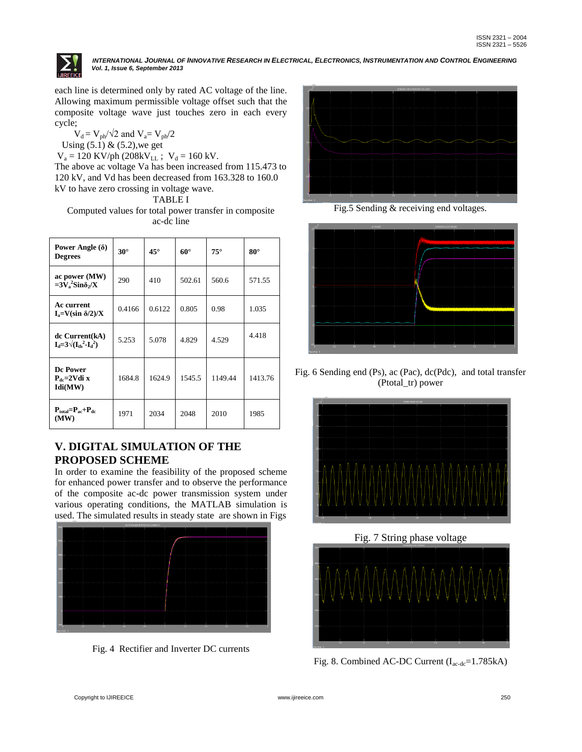each line is determined only by rated AC voltage of the line. Allowing maximum permissible voltage offset such that the composite voltage wave just touches zero in each every cycle;

$V_d = V_{ph}/\sqrt{2}$ and $V_a = V_{ph}/2$

Using (5.1) & (5.2),we get

$V_a$ = 120 KV/ph (208k$V_{LL}$ ; $V_d$ = 160 kV.

The above ac voltage Va has been increased from 115.473 to 120 kV, and Vd has been decreased from 163.328 to 160.0 kV to have zero crossing in voltage wave.

TABLE I

Computed values for total power transfer in composite ac-dc line

| Power Angle (δ) Degrees | 30° | 45° | 60° | 75° | 80° |
|---|---|---|---|---|---|
| ac power (MW) $=3V_a^2 Sin\delta_2/X$ | 290 | 410 | 502.61 | 560.6 | 571.55 |
| Ac current $I_a=V(\sin\delta/2)/X$ | 0.4166 | 0.6122 | 0.805 | 0.98 | 1.035 |
| dc Current(kA) $I_d=3\sqrt{(I_{th}^2-I_d^2)}$ | 5.253 | 5.078 | 4.829 | 4.529 | 4.418 |
| Dc Power $P_{dc}$=2Vdi x Idi(MW) | 1684.8 | 1624.9 | 1545.5 | 1149.44 | 1413.76 |
| $P_{total}=P_{ac}+P_{dc}$ (MW) | 1971 | 2034 | 2048 | 2010 | 1985 |

## V. DIGITAL SIMULATION OF THE PROPOSED SCHEME

In order to examine the feasibility of the proposed scheme for enhanced power transfer and to observe the performance of the composite ac-dc power transmission system under various operating conditions, the MATLAB simulation is used. The simulated results in steady state are shown in Figs

Fig. 4 Rectifier and Inverter DC currents

Fig.5 Sending & receiving end voltages.

Fig. 6 Sending end (Ps), ac (Pac), dc(Pdc), and total transfer (Ptotal_tr) power

Fig. 7 String phase voltage

Fig. 8. Combined AC-DC Current ($I_{ac-dc}$=1.785kA)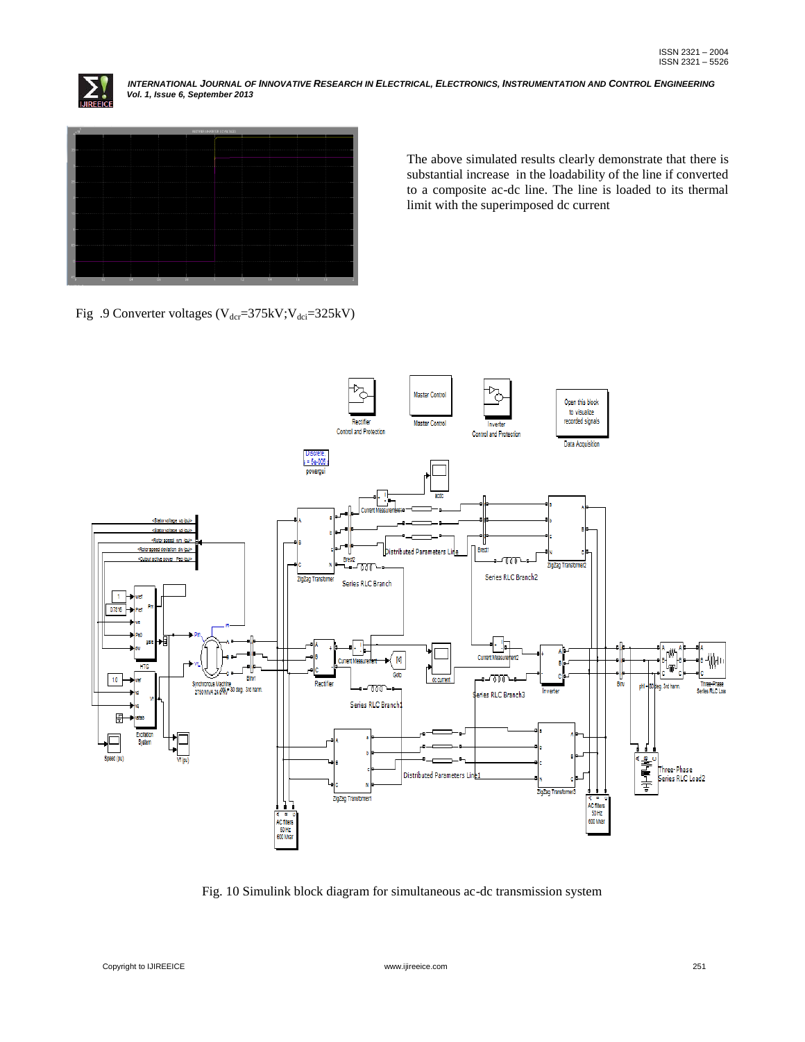The above simulated results clearly demonstrate that there is substantial increase in the loadability of the line if converted to a composite ac-dc line. The line is loaded to its thermal limit with the superimposed dc current

Fig .9 Converter voltages ($V_{dcr}$=375kV;$V_{dci}$=325kV)

Fig. 10 Simulink block diagram for simultaneous ac-dc transmission system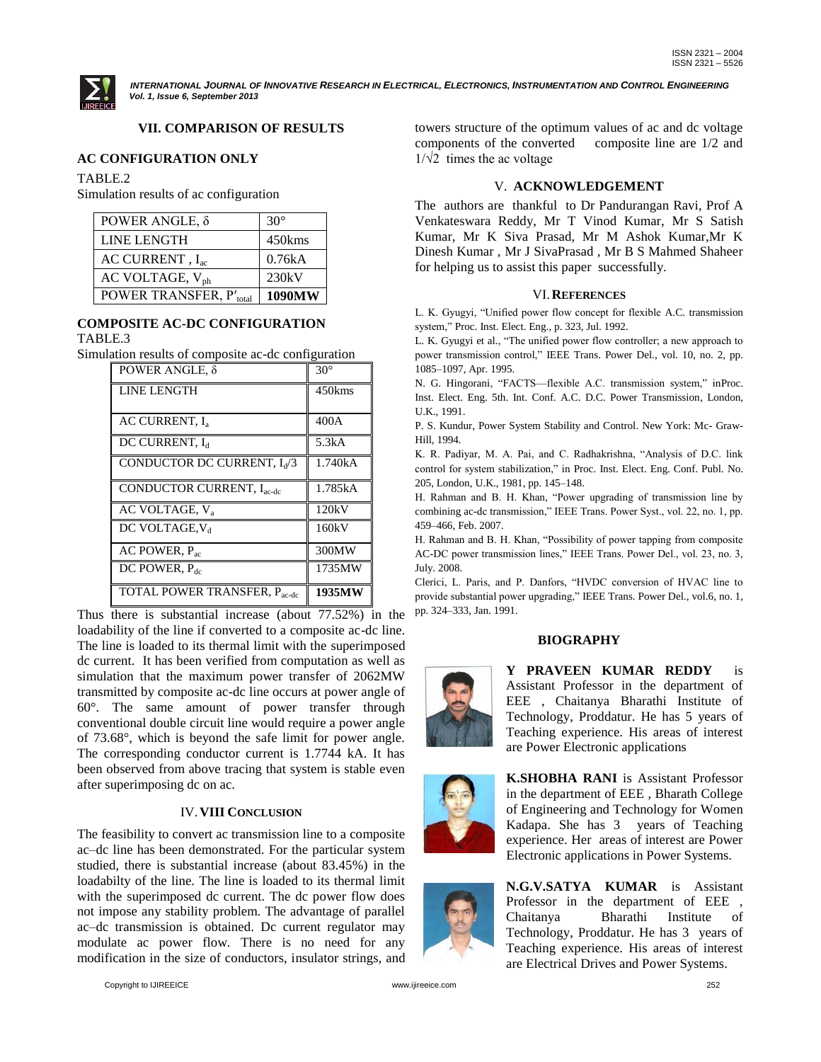## VII. COMPARISON OF RESULTS

### AC CONFIGURATION ONLY

TABLE.2

Simulation results of ac configuration

| POWER ANGLE, δ | 30° |
|---|---|
| LINE LENGTH | 450kms |
| AC CURRENT , $I_{ac}$ | 0.76kA |
| AC VOLTAGE, $V_{ph}$ | 230kV |
| POWER TRANSFER, $P'_{total}$ | **1090MW** |

### COMPOSITE AC-DC CONFIGURATION

TABLE.3

Simulation results of composite ac-dc configuration

| POWER ANGLE, δ | 30° |
|---|---|
| LINE LENGTH | 450kms |
| AC CURRENT, $I_a$ | 400A |
| DC CURRENT, $I_d$ | 5.3kA |
| CONDUCTOR DC CURRENT, $I_d/3$ | 1.740kA |
| CONDUCTOR CURRENT, $I_{ac\text{-}dc}$ | 1.785kA |
| AC VOLTAGE, $V_a$ | 120kV |
| DC VOLTAGE, $V_d$ | 160kV |
| AC POWER, $P_{ac}$ | 300MW |
| DC POWER, $P_{dc}$ | 1735MW |
| TOTAL POWER TRANSFER, $P_{ac\text{-}dc}$ | **1935MW** |

Thus there is substantial increase (about 77.52%) in the loadability of the line if converted to a composite ac-dc line. The line is loaded to its thermal limit with the superimposed dc current. It has been verified from computation as well as simulation that the maximum power transfer of 2062MW transmitted by composite ac-dc line occurs at power angle of 60°. The same amount of power transfer through conventional double circuit line would require a power angle of 73.68°, which is beyond the safe limit for power angle. The corresponding conductor current is 1.7744 kA. It has been observed from above tracing that system is stable even after superimposing dc on ac.

## IV. VIII CONCLUSION

The feasibility to convert ac transmission line to a composite ac–dc line has been demonstrated. For the particular system studied, there is substantial increase (about 83.45%) in the loadabilty of the line. The line is loaded to its thermal limit with the superimposed dc current. The dc power flow does not impose any stability problem. The advantage of parallel ac–dc transmission is obtained. Dc current regulator may modulate ac power flow. There is no need for any modification in the size of conductors, insulator strings, and towers structure of the optimum values of ac and dc voltage components of the converted composite line are 1/2 and $1/\sqrt{2}$ times the ac voltage

## V. ACKNOWLEDGEMENT

The authors are thankful to Dr Pandurangan Ravi, Prof A Venkateswara Reddy, Mr T Vinod Kumar, Mr S Satish Kumar, Mr K Siva Prasad, Mr M Ashok Kumar,Mr K Dinesh Kumar , Mr J SivaPrasad , Mr B S Mahmed Shaheer for helping us to assist this paper successfully.

## VI. REFERENCES

L. K. Gyugyi, "Unified power flow concept for flexible A.C. transmission system," Proc. Inst. Elect. Eng., p. 323, Jul. 1992.

L. K. Gyugyi et al., "The unified power flow controller; a new approach to power transmission control," IEEE Trans. Power Del., vol. 10, no. 2, pp. 1085–1097, Apr. 1995.

N. G. Hingorani, "FACTS—flexible A.C. transmission system," inProc. Inst. Elect. Eng. 5th. Int. Conf. A.C. D.C. Power Transmission, London, U.K., 1991.

P. S. Kundur, Power System Stability and Control. New York: Mc- Graw-Hill, 1994.

K. R. Padiyar, M. A. Pai, and C. Radhakrishna, "Analysis of D.C. link control for system stabilization," in Proc. Inst. Elect. Eng. Conf. Publ. No. 205, London, U.K., 1981, pp. 145–148.

H. Rahman and B. H. Khan, "Power upgrading of transmission line by combining ac-dc transmission," IEEE Trans. Power Syst., vol. 22, no. 1, pp. 459–466, Feb. 2007.

H. Rahman and B. H. Khan, "Possibility of power tapping from composite AC-DC power transmission lines," IEEE Trans. Power Del., vol. 23, no. 3, July. 2008.

Clerici, L. Paris, and P. Danfors, "HVDC conversion of HVAC line to provide substantial power upgrading," IEEE Trans. Power Del., vol.6, no. 1, pp. 324–333, Jan. 1991.

## BIOGRAPHY

**Y PRAVEEN KUMAR REDDY** is Assistant Professor in the department of EEE , Chaitanya Bharathi Institute of Technology, Proddatur. He has 5 years of Teaching experience. His areas of interest are Power Electronic applications

**K.SHOBHA RANI** is Assistant Professor in the department of EEE , Bharath College of Engineering and Technology for Women Kadapa. She has 3 years of Teaching experience. Her areas of interest are Power Electronic applications in Power Systems.

**N.G.V.SATYA KUMAR** is Assistant Professor in the department of EEE , Chaitanya Bharathi Institute of Technology, Proddatur. He has 3 years of Teaching experience. His areas of interest are Electrical Drives and Power Systems.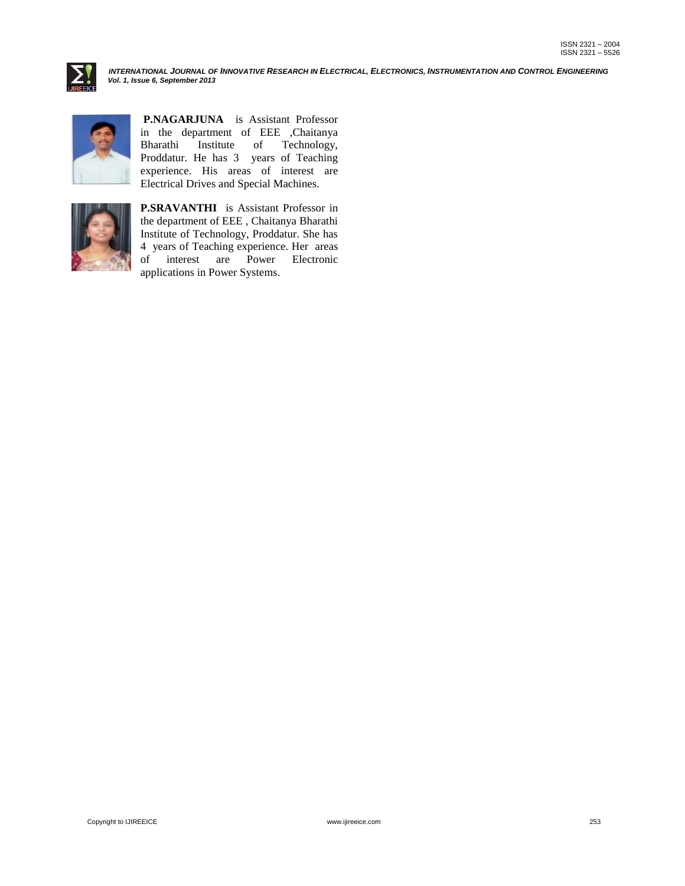**P.NAGARJUNA** is Assistant Professor in the department of EEE ,Chaitanya Bharathi Institute of Technology, Proddatur. He has 3 years of Teaching experience. His areas of interest are Electrical Drives and Special Machines.

**P.SRAVANTHI** is Assistant Professor in the department of EEE , Chaitanya Bharathi Institute of Technology, Proddatur. She has 4 years of Teaching experience. Her areas of interest are Power Electronic applications in Power Systems.